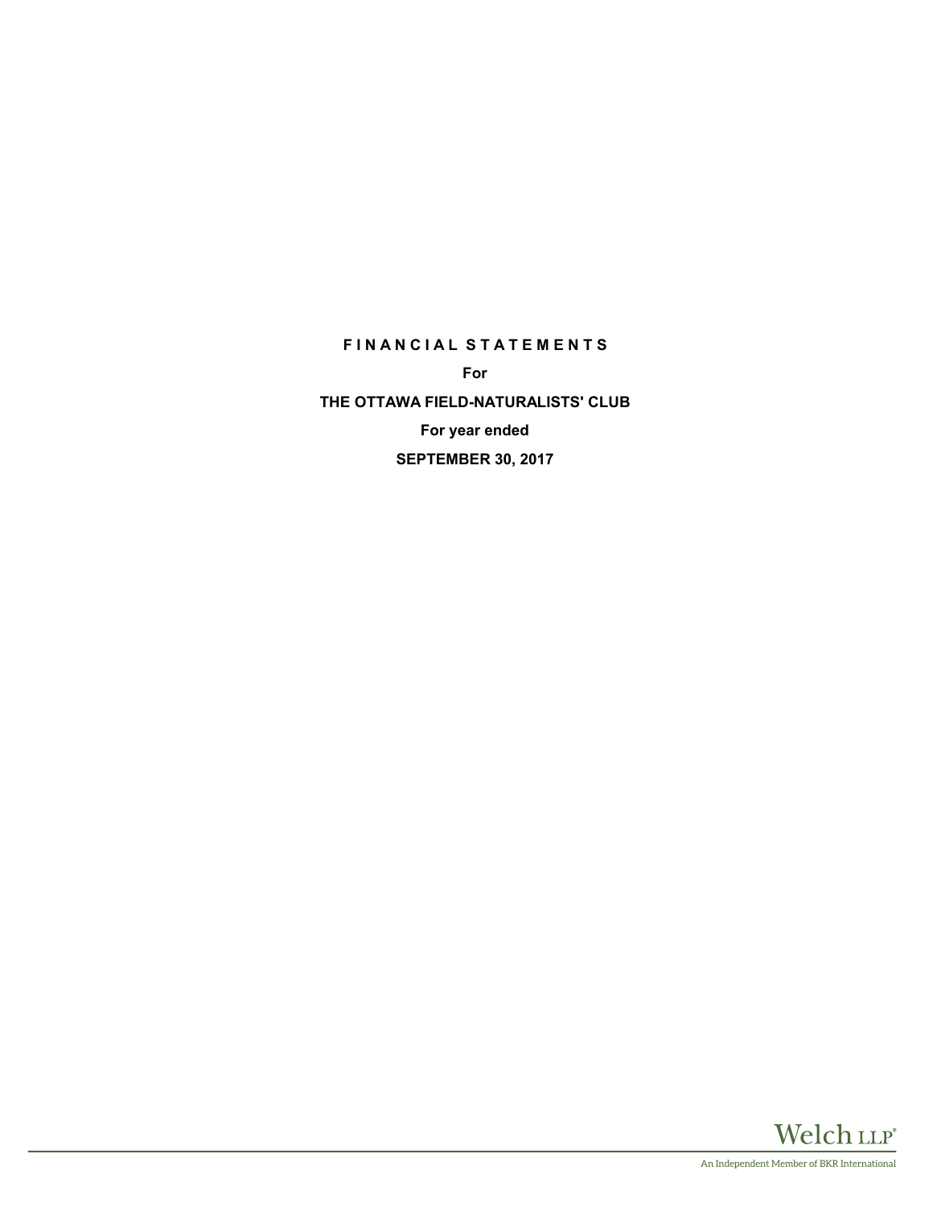**F I N A N C I A L S T A T E M E N T S**

**For**

**THE OTTAWA FIELD-NATURALISTS' CLUB**

**For year ended**

**SEPTEMBER 30, 2017**

Welch LLP®

An Independent Member of BKR International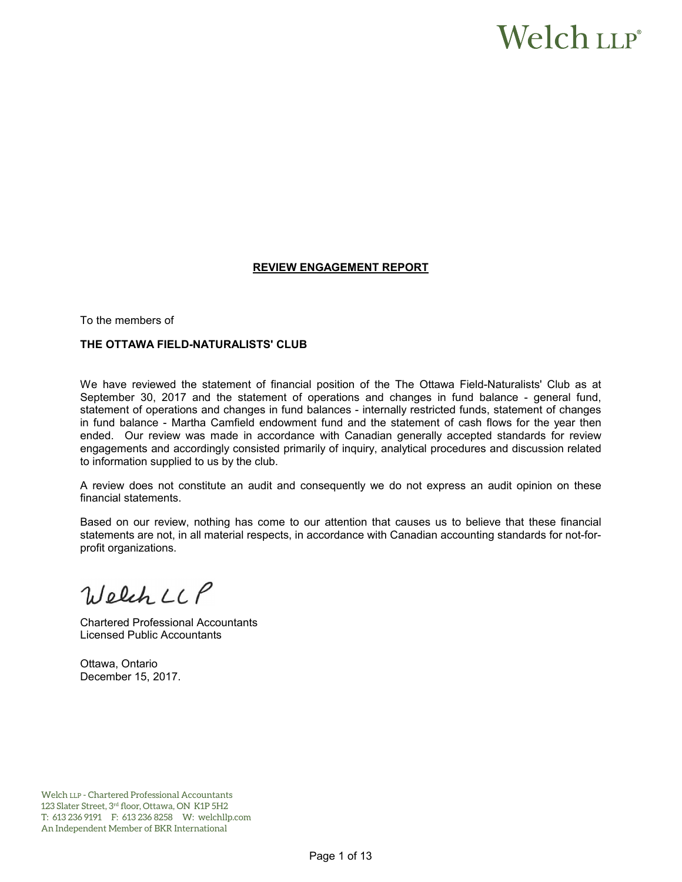Welch LLP®

## REVIEW ENGAGEMENT REPORT

To the members of

**THE OTTAWA FIELD-NATURALISTS' CLUB**

We have reviewed the statement of financial position of the The Ottawa Field-Naturalists' Club as at September 30, 2017 and the statement of operations and changes in fund balance - general fund, statement of operations and changes in fund balances - internally restricted funds, statement of changes in fund balance - Martha Camfield endowment fund and the statement of cash flows for the year then ended. Our review was made in accordance with Canadian generally accepted standards for review engagements and accordingly consisted primarily of inquiry, analytical procedures and discussion related to information supplied to us by the club.

A review does not constitute an audit and consequently we do not express an audit opinion on these financial statements.

Based on our review, nothing has come to our attention that causes us to believe that these financial statements are not, in all material respects, in accordance with Canadian accounting standards for not-for-profit organizations.

Welch LLP

Chartered Professional Accountants
Licensed Public Accountants

Ottawa, Ontario
December 15, 2017.

Welch LLP - Chartered Professional Accountants
123 Slater Street, 3rd floor, Ottawa, ON K1P 5H2
T: 613 236 9191 F: 613 236 8258 W: welchllp.com
An Independent Member of BKR International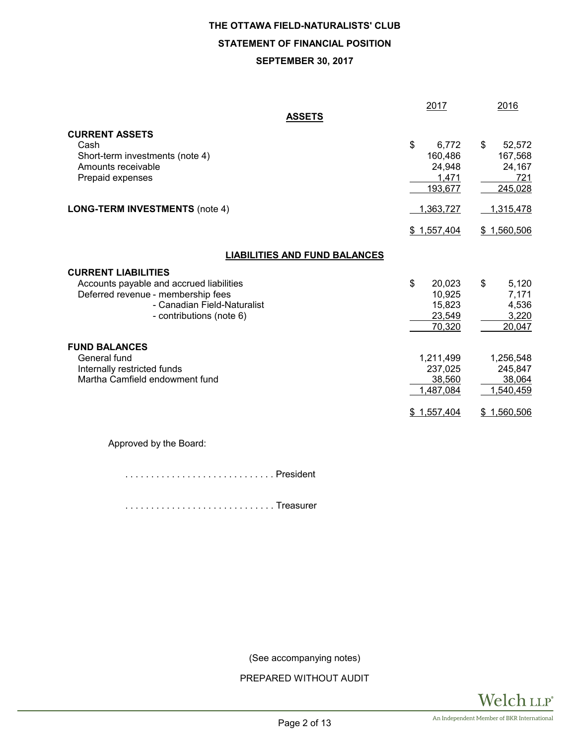# THE OTTAWA FIELD-NATURALISTS' CLUB

## STATEMENT OF FINANCIAL POSITION

### SEPTEMBER 30, 2017

| | 2017 | 2016 |
|---|---|---|
| **ASSETS** | | |
| **CURRENT ASSETS** | | |
| Cash | $ 6,772 | $ 52,572 |
| Short-term investments (note 4) | 160,486 | 167,568 |
| Amounts receivable | 24,948 | 24,167 |
| Prepaid expenses | 1,471 | 721 |
| | 193,677 | 245,028 |
| **LONG-TERM INVESTMENTS** (note 4) | 1,363,727 | 1,315,478 |
| | $ 1,557,404 | $ 1,560,506 |
| **LIABILITIES AND FUND BALANCES** | | |
| **CURRENT LIABILITIES** | | |
| Accounts payable and accrued liabilities | $ 20,023 | $ 5,120 |
| Deferred revenue - membership fees | 10,925 | 7,171 |
| - Canadian Field-Naturalist | 15,823 | 4,536 |
| - contributions (note 6) | 23,549 | 3,220 |
| | 70,320 | 20,047 |
| **FUND BALANCES** | | |
| General fund | 1,211,499 | 1,256,548 |
| Internally restricted funds | 237,025 | 245,847 |
| Martha Camfield endowment fund | 38,560 | 38,064 |
| | 1,487,084 | 1,540,459 |
| | $ 1,557,404 | $ 1,560,506 |

Approved by the Board:

. . . . . . . . . . . . . . . . . . . . . . . . . . . . . President

. . . . . . . . . . . . . . . . . . . . . . . . . . . . . Treasurer

(See accompanying notes)

PREPARED WITHOUT AUDIT

Welch LLP®
An Independent Member of BKR International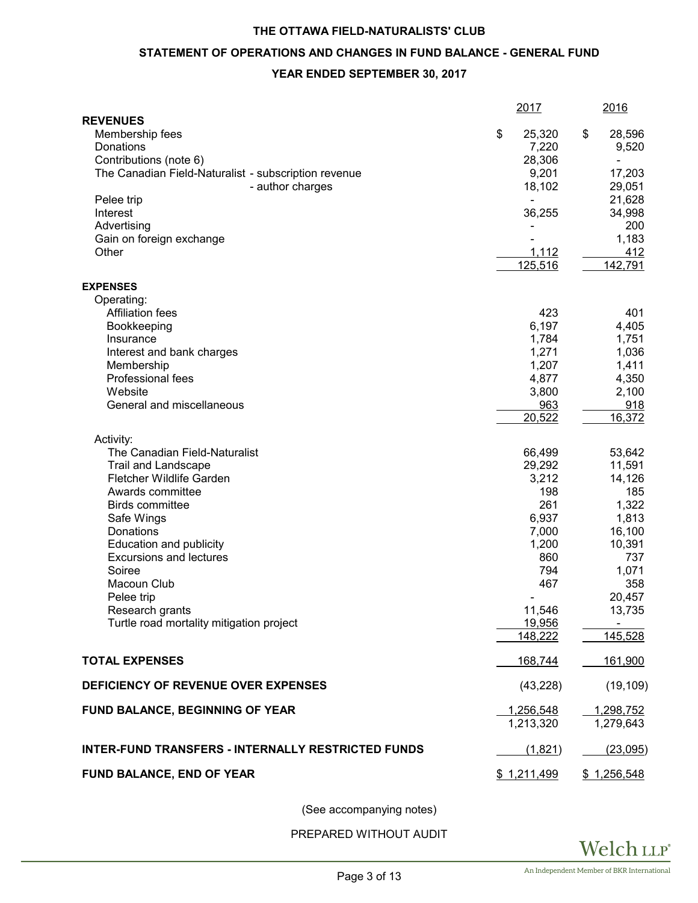# THE OTTAWA FIELD-NATURALISTS' CLUB

## STATEMENT OF OPERATIONS AND CHANGES IN FUND BALANCE - GENERAL FUND

### YEAR ENDED SEPTEMBER 30, 2017

| | 2017 | 2016 |
|---|---|---|
| **REVENUES** | | |
| Membership fees | $ 25,320 | $ 28,596 |
| Donations | 7,220 | 9,520 |
| Contributions (note 6) | 28,306 | - |
| The Canadian Field-Naturalist - subscription revenue | 9,201 | 17,203 |
| - author charges | 18,102 | 29,051 |
| Pelee trip | - | 21,628 |
| Interest | 36,255 | 34,998 |
| Advertising | - | 200 |
| Gain on foreign exchange | - | 1,183 |
| Other | 1,112 | 412 |
| | 125,516 | 142,791 |
| **EXPENSES** | | |
| Operating: | | |
| Affiliation fees | 423 | 401 |
| Bookkeeping | 6,197 | 4,405 |
| Insurance | 1,784 | 1,751 |
| Interest and bank charges | 1,271 | 1,036 |
| Membership | 1,207 | 1,411 |
| Professional fees | 4,877 | 4,350 |
| Website | 3,800 | 2,100 |
| General and miscellaneous | 963 | 918 |
| | 20,522 | 16,372 |
| Activity: | | |
| The Canadian Field-Naturalist | 66,499 | 53,642 |
| Trail and Landscape | 29,292 | 11,591 |
| Fletcher Wildlife Garden | 3,212 | 14,126 |
| Awards committee | 198 | 185 |
| Birds committee | 261 | 1,322 |
| Safe Wings | 6,937 | 1,813 |
| Donations | 7,000 | 16,100 |
| Education and publicity | 1,200 | 10,391 |
| Excursions and lectures | 860 | 737 |
| Soiree | 794 | 1,071 |
| Macoun Club | 467 | 358 |
| Pelee trip | - | 20,457 |
| Research grants | 11,546 | 13,735 |
| Turtle road mortality mitigation project | 19,956 | - |
| | 148,222 | 145,528 |
| **TOTAL EXPENSES** | 168,744 | 161,900 |
| **DEFICIENCY OF REVENUE OVER EXPENSES** | (43,228) | (19,109) |
| **FUND BALANCE, BEGINNING OF YEAR** | 1,256,548 | 1,298,752 |
| | 1,213,320 | 1,279,643 |
| **INTER-FUND TRANSFERS - INTERNALLY RESTRICTED FUNDS** | (1,821) | (23,095) |
| **FUND BALANCE, END OF YEAR** | $ 1,211,499 | $ 1,256,548 |

(See accompanying notes)

PREPARED WITHOUT AUDIT

Welch LLP® An Independent Member of BKR International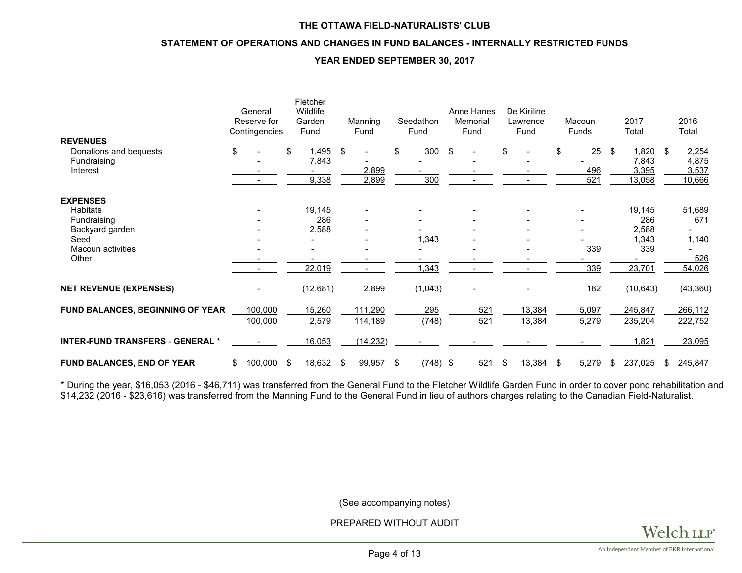# THE OTTAWA FIELD-NATURALISTS' CLUB

## STATEMENT OF OPERATIONS AND CHANGES IN FUND BALANCES - INTERNALLY RESTRICTED FUNDS

### YEAR ENDED SEPTEMBER 30, 2017

| | General Reserve for Contingencies | Fletcher Wildlife Garden Fund | Manning Fund | Seedathon Fund | Anne Hanes Memorial Fund | De Kiriline Lawrence Fund | Macoun Funds | 2017 Total | 2016 Total |
|---|---|---|---|---|---|---|---|---|---|
| **REVENUES** | | | | | | | | | |
| Donations and bequests | $ - | $ 1,495 | $ - | $ 300 | $ - | $ - | $ 25 | $ 1,820 | $ 2,254 |
| Fundraising | - | 7,843 | - | - | - | - | - | 7,843 | 4,875 |
| Interest | - | - | 2,899 | - | - | - | 496 | 3,395 | 3,537 |
| | - | 9,338 | 2,899 | 300 | - | - | 521 | 13,058 | 10,666 |
| **EXPENSES** | | | | | | | | | |
| Habitats | - | 19,145 | - | - | - | - | - | 19,145 | 51,689 |
| Fundraising | - | 286 | - | - | - | - | - | 286 | 671 |
| Backyard garden | - | 2,588 | - | - | - | - | - | 2,588 | - |
| Seed | - | - | - | 1,343 | - | - | - | 1,343 | 1,140 |
| Macoun activities | - | - | - | - | - | - | 339 | 339 | - |
| Other | - | - | - | - | - | - | - | - | 526 |
| | - | 22,019 | - | 1,343 | - | - | 339 | 23,701 | 54,026 |
| **NET REVENUE (EXPENSES)** | - | (12,681) | 2,899 | (1,043) | - | - | 182 | (10,643) | (43,360) |
| **FUND BALANCES, BEGINNING OF YEAR** | 100,000 | 15,260 | 111,290 | 295 | 521 | 13,384 | 5,097 | 245,847 | 266,112 |
| | 100,000 | 2,579 | 114,189 | (748) | 521 | 13,384 | 5,279 | 235,204 | 222,752 |
| **INTER-FUND TRANSFERS - GENERAL** * | - | 16,053 | (14,232) | - | - | - | - | 1,821 | 23,095 |
| **FUND BALANCES, END OF YEAR** | $ 100,000 | $ 18,632 | $ 99,957 | $ (748) | $ 521 | $ 13,384 | $ 5,279 | $ 237,025 | $ 245,847 |

\* During the year, $16,053 (2016 - $46,711) was transferred from the General Fund to the Fletcher Wildlife Garden Fund in order to cover pond rehabilitation and $14,232 (2016 - $23,616) was transferred from the Manning Fund to the General Fund in lieu of authors charges relating to the Canadian Field-Naturalist.

(See accompanying notes)

PREPARED WITHOUT AUDIT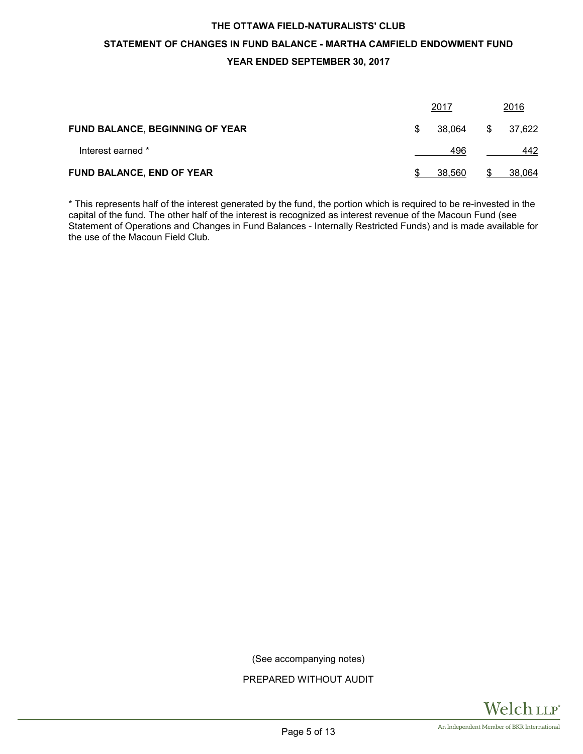# THE OTTAWA FIELD-NATURALISTS' CLUB

## STATEMENT OF CHANGES IN FUND BALANCE - MARTHA CAMFIELD ENDOWMENT FUND

### YEAR ENDED SEPTEMBER 30, 2017

| | 2017 | 2016 |
|---|---|---|
| **FUND BALANCE, BEGINNING OF YEAR** | $ 38,064 | $ 37,622 |
| Interest earned * | 496 | 442 |
| **FUND BALANCE, END OF YEAR** | $ 38,560 | $ 38,064 |

* This represents half of the interest generated by the fund, the portion which is required to be re-invested in the capital of the fund. The other half of the interest is recognized as interest revenue of the Macoun Fund (see Statement of Operations and Changes in Fund Balances - Internally Restricted Funds) and is made available for the use of the Macoun Field Club.

(See accompanying notes)

PREPARED WITHOUT AUDIT

Welch LLP
An Independent Member of BKR International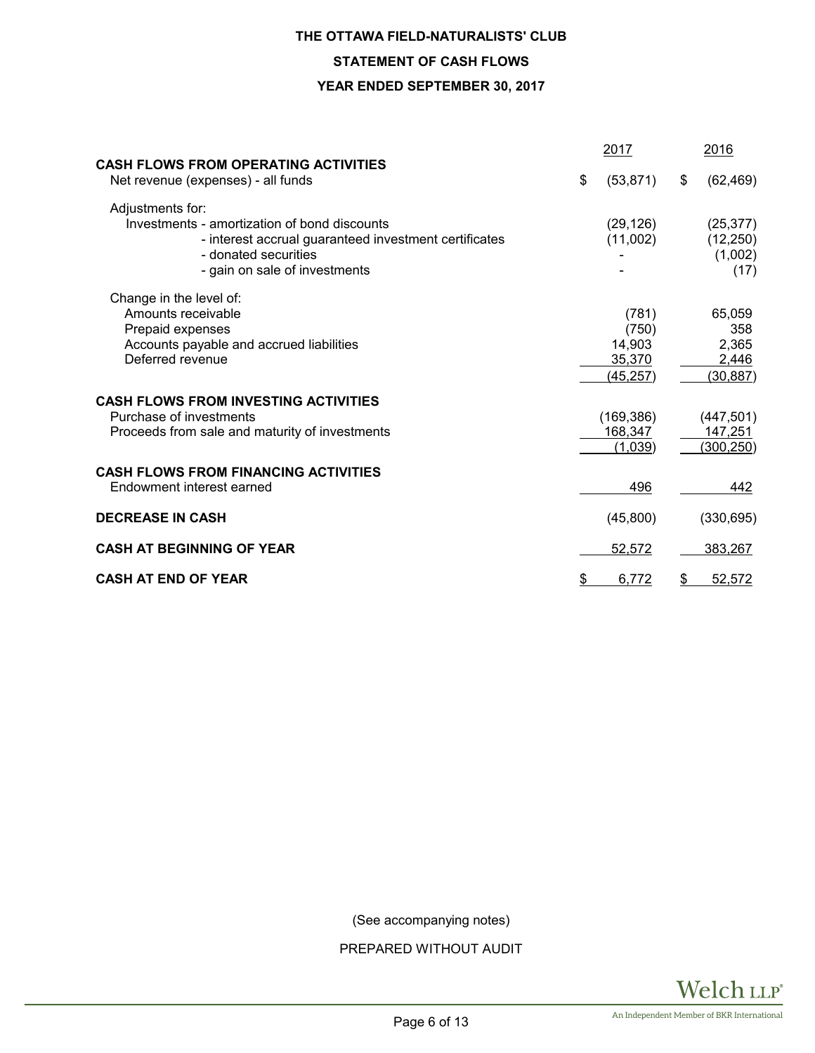**THE OTTAWA FIELD-NATURALISTS' CLUB**

**STATEMENT OF CASH FLOWS**

**YEAR ENDED SEPTEMBER 30, 2017**

| | 2017 | 2016 |
|---|---|---|
| **CASH FLOWS FROM OPERATING ACTIVITIES** | | |
| Net revenue (expenses) - all funds | $ (53,871) | $ (62,469) |
| Adjustments for: | | |
| Investments - amortization of bond discounts | (29,126) | (25,377) |
| - interest accrual guaranteed investment certificates | (11,002) | (12,250) |
| - donated securities | - | (1,002) |
| - gain on sale of investments | - | (17) |
| Change in the level of: | | |
| Amounts receivable | (781) | 65,059 |
| Prepaid expenses | (750) | 358 |
| Accounts payable and accrued liabilities | 14,903 | 2,365 |
| Deferred revenue | 35,370 | 2,446 |
| | (45,257) | (30,887) |
| **CASH FLOWS FROM INVESTING ACTIVITIES** | | |
| Purchase of investments | (169,386) | (447,501) |
| Proceeds from sale and maturity of investments | 168,347 | 147,251 |
| | (1,039) | (300,250) |
| **CASH FLOWS FROM FINANCING ACTIVITIES** | | |
| Endowment interest earned | 496 | 442 |
| **DECREASE IN CASH** | (45,800) | (330,695) |
| **CASH AT BEGINNING OF YEAR** | 52,572 | 383,267 |
| **CASH AT END OF YEAR** | $ 6,772 | $ 52,572 |

(See accompanying notes)

PREPARED WITHOUT AUDIT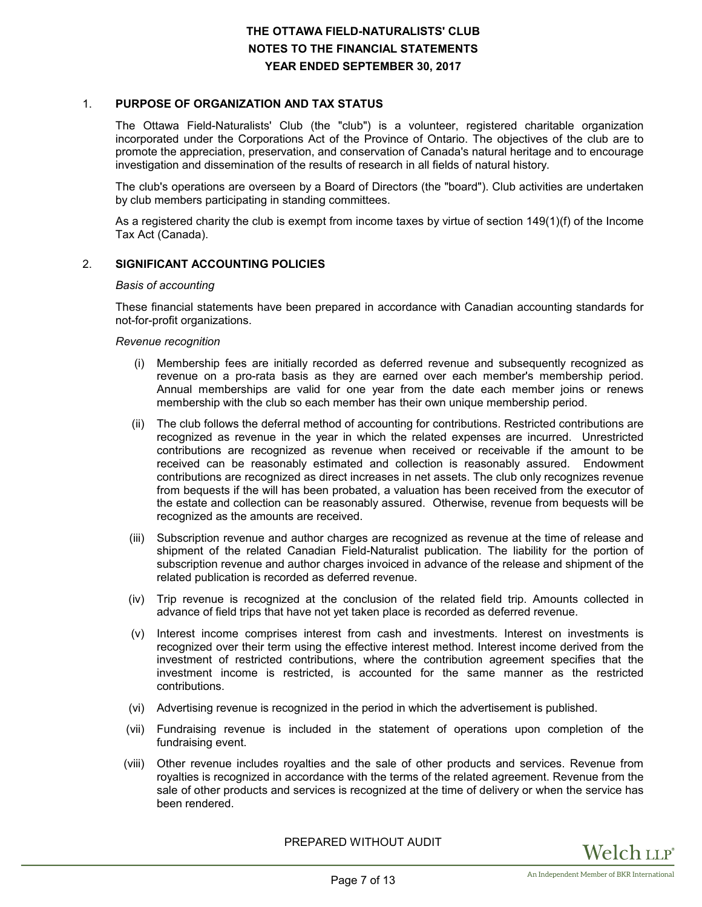# THE OTTAWA FIELD-NATURALISTS' CLUB
## NOTES TO THE FINANCIAL STATEMENTS
## YEAR ENDED SEPTEMBER 30, 2017

1. **PURPOSE OF ORGANIZATION AND TAX STATUS**

   The Ottawa Field-Naturalists' Club (the "club") is a volunteer, registered charitable organization incorporated under the Corporations Act of the Province of Ontario. The objectives of the club are to promote the appreciation, preservation, and conservation of Canada's natural heritage and to encourage investigation and dissemination of the results of research in all fields of natural history.

   The club's operations are overseen by a Board of Directors (the "board"). Club activities are undertaken by club members participating in standing committees.

   As a registered charity the club is exempt from income taxes by virtue of section 149(1)(f) of the Income Tax Act (Canada).

2. **SIGNIFICANT ACCOUNTING POLICIES**

   *Basis of accounting*

   These financial statements have been prepared in accordance with Canadian accounting standards for not-for-profit organizations.

   *Revenue recognition*

   (i) Membership fees are initially recorded as deferred revenue and subsequently recognized as revenue on a pro-rata basis as they are earned over each member's membership period. Annual memberships are valid for one year from the date each member joins or renews membership with the club so each member has their own unique membership period.

   (ii) The club follows the deferral method of accounting for contributions. Restricted contributions are recognized as revenue in the year in which the related expenses are incurred. Unrestricted contributions are recognized as revenue when received or receivable if the amount to be received can be reasonably estimated and collection is reasonably assured. Endowment contributions are recognized as direct increases in net assets. The club only recognizes revenue from bequests if the will has been probated, a valuation has been received from the executor of the estate and collection can be reasonably assured. Otherwise, revenue from bequests will be recognized as the amounts are received.

   (iii) Subscription revenue and author charges are recognized as revenue at the time of release and shipment of the related Canadian Field-Naturalist publication. The liability for the portion of subscription revenue and author charges invoiced in advance of the release and shipment of the related publication is recorded as deferred revenue.

   (iv) Trip revenue is recognized at the conclusion of the related field trip. Amounts collected in advance of field trips that have not yet taken place is recorded as deferred revenue.

   (v) Interest income comprises interest from cash and investments. Interest on investments is recognized over their term using the effective interest method. Interest income derived from the investment of restricted contributions, where the contribution agreement specifies that the investment income is restricted, is accounted for the same manner as the restricted contributions.

   (vi) Advertising revenue is recognized in the period in which the advertisement is published.

   (vii) Fundraising revenue is included in the statement of operations upon completion of the fundraising event.

   (viii) Other revenue includes royalties and the sale of other products and services. Revenue from royalties is recognized in accordance with the terms of the related agreement. Revenue from the sale of other products and services is recognized at the time of delivery or when the service has been rendered.

PREPARED WITHOUT AUDIT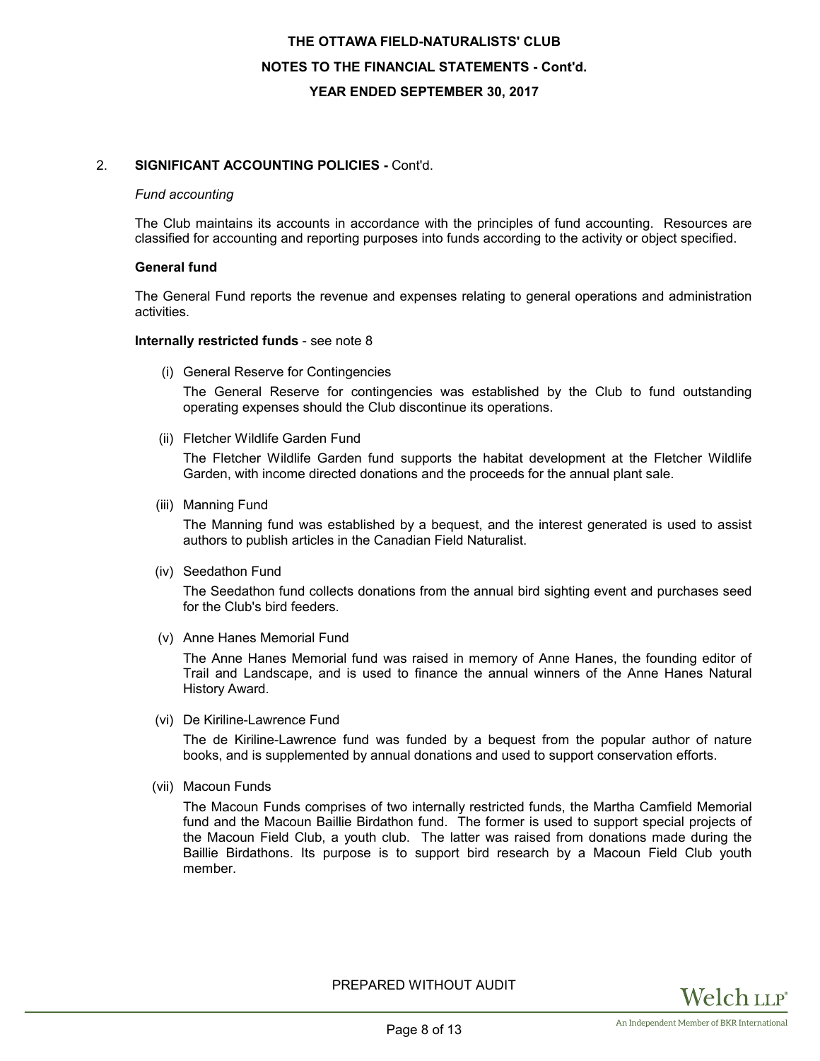## 2. SIGNIFICANT ACCOUNTING POLICIES - Cont'd.

*Fund accounting*

The Club maintains its accounts in accordance with the principles of fund accounting. Resources are classified for accounting and reporting purposes into funds according to the activity or object specified.

**General fund**

The General Fund reports the revenue and expenses relating to general operations and administration activities.

**Internally restricted funds** - see note 8

(i) General Reserve for Contingencies

The General Reserve for contingencies was established by the Club to fund outstanding operating expenses should the Club discontinue its operations.

(ii) Fletcher Wildlife Garden Fund

The Fletcher Wildlife Garden fund supports the habitat development at the Fletcher Wildlife Garden, with income directed donations and the proceeds for the annual plant sale.

(iii) Manning Fund

The Manning fund was established by a bequest, and the interest generated is used to assist authors to publish articles in the Canadian Field Naturalist.

(iv) Seedathon Fund

The Seedathon fund collects donations from the annual bird sighting event and purchases seed for the Club's bird feeders.

(v) Anne Hanes Memorial Fund

The Anne Hanes Memorial fund was raised in memory of Anne Hanes, the founding editor of Trail and Landscape, and is used to finance the annual winners of the Anne Hanes Natural History Award.

(vi) De Kiriline-Lawrence Fund

The de Kiriline-Lawrence fund was funded by a bequest from the popular author of nature books, and is supplemented by annual donations and used to support conservation efforts.

(vii) Macoun Funds

The Macoun Funds comprises of two internally restricted funds, the Martha Camfield Memorial fund and the Macoun Baillie Birdathon fund. The former is used to support special projects of the Macoun Field Club, a youth club. The latter was raised from donations made during the Baillie Birdathons. Its purpose is to support bird research by a Macoun Field Club youth member.

PREPARED WITHOUT AUDIT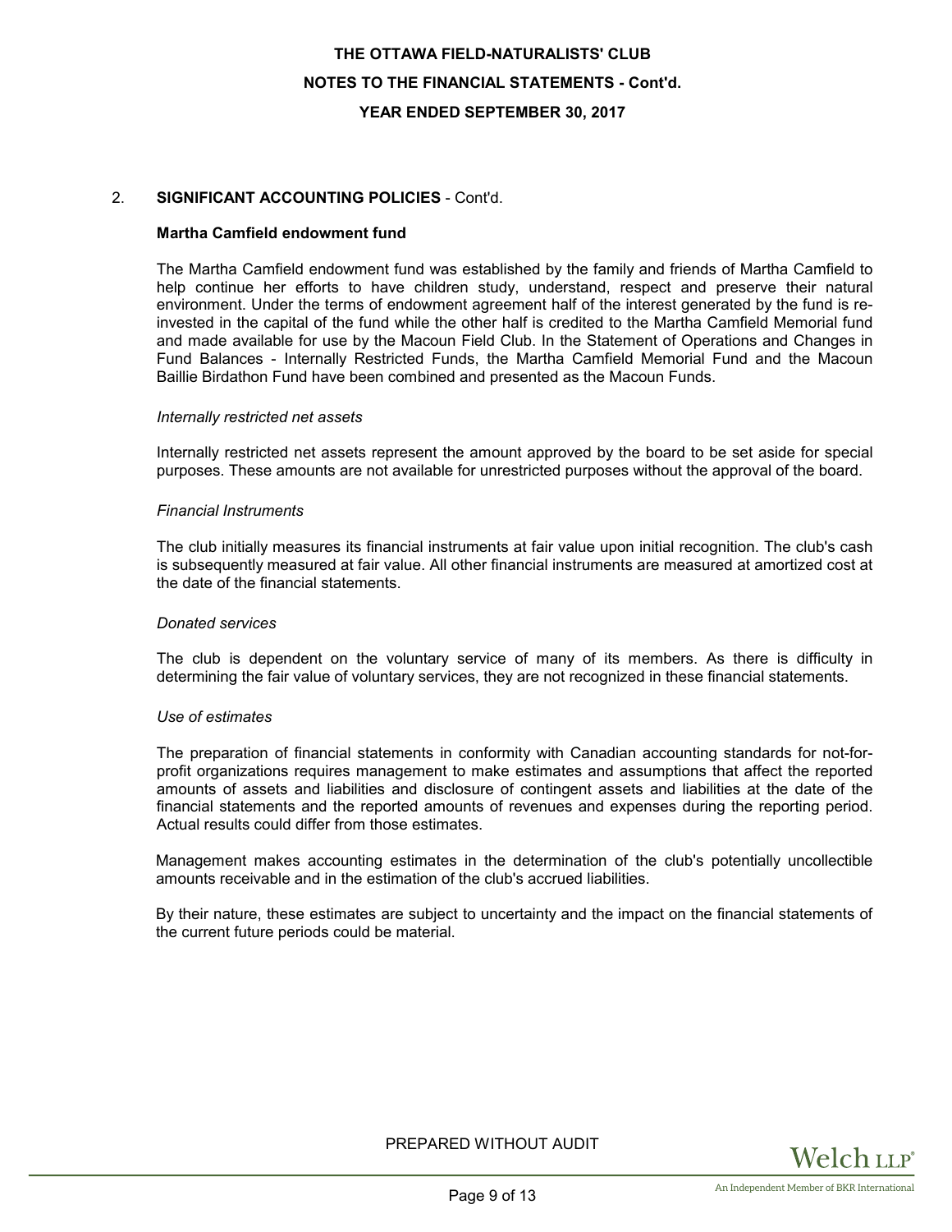## 2. SIGNIFICANT ACCOUNTING POLICIES - Cont'd.

### Martha Camfield endowment fund

The Martha Camfield endowment fund was established by the family and friends of Martha Camfield to help continue her efforts to have children study, understand, respect and preserve their natural environment. Under the terms of endowment agreement half of the interest generated by the fund is re-invested in the capital of the fund while the other half is credited to the Martha Camfield Memorial fund and made available for use by the Macoun Field Club. In the Statement of Operations and Changes in Fund Balances - Internally Restricted Funds, the Martha Camfield Memorial Fund and the Macoun Baillie Birdathon Fund have been combined and presented as the Macoun Funds.

*Internally restricted net assets*

Internally restricted net assets represent the amount approved by the board to be set aside for special purposes. These amounts are not available for unrestricted purposes without the approval of the board.

*Financial Instruments*

The club initially measures its financial instruments at fair value upon initial recognition. The club's cash is subsequently measured at fair value. All other financial instruments are measured at amortized cost at the date of the financial statements.

*Donated services*

The club is dependent on the voluntary service of many of its members. As there is difficulty in determining the fair value of voluntary services, they are not recognized in these financial statements.

*Use of estimates*

The preparation of financial statements in conformity with Canadian accounting standards for not-for-profit organizations requires management to make estimates and assumptions that affect the reported amounts of assets and liabilities and disclosure of contingent assets and liabilities at the date of the financial statements and the reported amounts of revenues and expenses during the reporting period. Actual results could differ from those estimates.

Management makes accounting estimates in the determination of the club's potentially uncollectible amounts receivable and in the estimation of the club's accrued liabilities.

By their nature, these estimates are subject to uncertainty and the impact on the financial statements of the current future periods could be material.

PREPARED WITHOUT AUDIT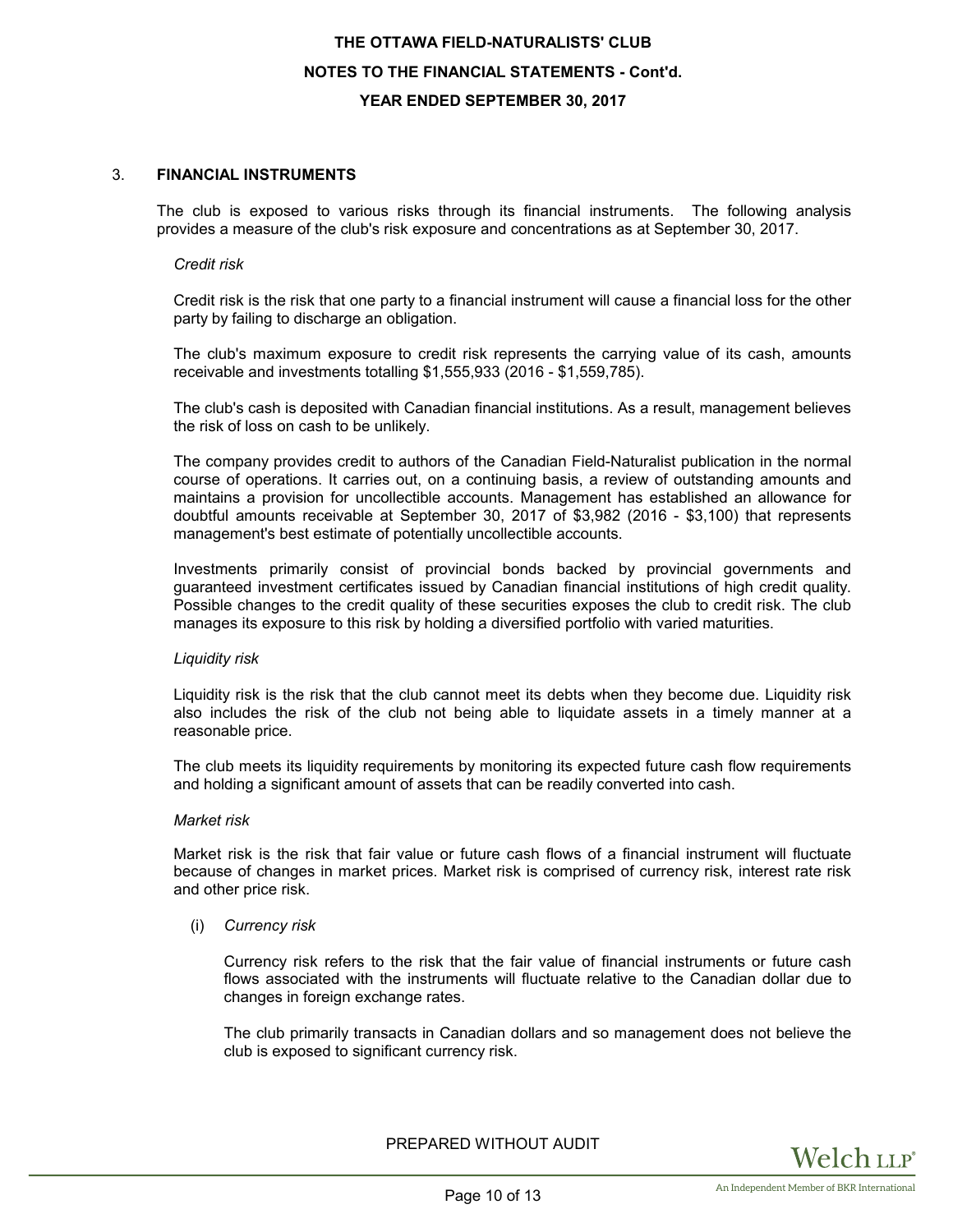## 3. FINANCIAL INSTRUMENTS

The club is exposed to various risks through its financial instruments. The following analysis provides a measure of the club's risk exposure and concentrations as at September 30, 2017.

*Credit risk*

Credit risk is the risk that one party to a financial instrument will cause a financial loss for the other party by failing to discharge an obligation.

The club's maximum exposure to credit risk represents the carrying value of its cash, amounts receivable and investments totalling $1,555,933 (2016 - $1,559,785).

The club's cash is deposited with Canadian financial institutions. As a result, management believes the risk of loss on cash to be unlikely.

The company provides credit to authors of the Canadian Field-Naturalist publication in the normal course of operations. It carries out, on a continuing basis, a review of outstanding amounts and maintains a provision for uncollectible accounts. Management has established an allowance for doubtful amounts receivable at September 30, 2017 of $3,982 (2016 - $3,100) that represents management's best estimate of potentially uncollectible accounts.

Investments primarily consist of provincial bonds backed by provincial governments and guaranteed investment certificates issued by Canadian financial institutions of high credit quality. Possible changes to the credit quality of these securities exposes the club to credit risk. The club manages its exposure to this risk by holding a diversified portfolio with varied maturities.

*Liquidity risk*

Liquidity risk is the risk that the club cannot meet its debts when they become due. Liquidity risk also includes the risk of the club not being able to liquidate assets in a timely manner at a reasonable price.

The club meets its liquidity requirements by monitoring its expected future cash flow requirements and holding a significant amount of assets that can be readily converted into cash.

*Market risk*

Market risk is the risk that fair value or future cash flows of a financial instrument will fluctuate because of changes in market prices. Market risk is comprised of currency risk, interest rate risk and other price risk.

(i) *Currency risk*

Currency risk refers to the risk that the fair value of financial instruments or future cash flows associated with the instruments will fluctuate relative to the Canadian dollar due to changes in foreign exchange rates.

The club primarily transacts in Canadian dollars and so management does not believe the club is exposed to significant currency risk.

PREPARED WITHOUT AUDIT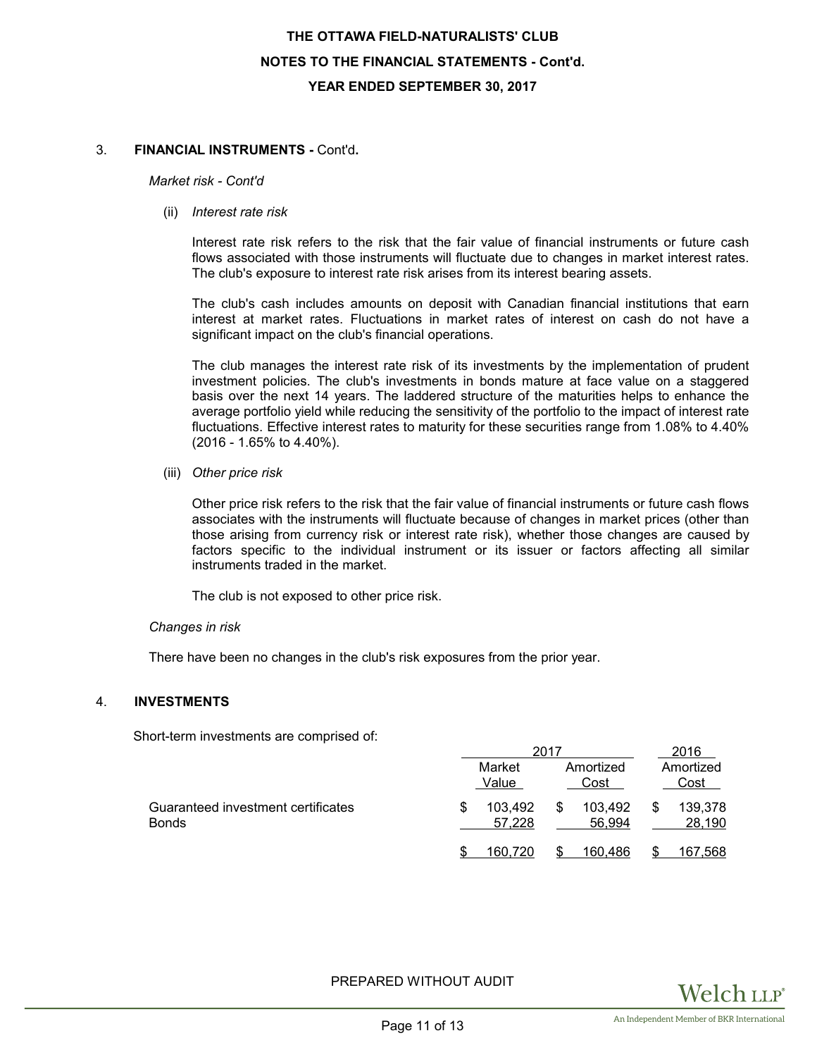# THE OTTAWA FIELD-NATURALISTS' CLUB

## NOTES TO THE FINANCIAL STATEMENTS - Cont'd.

## YEAR ENDED SEPTEMBER 30, 2017

### 3. FINANCIAL INSTRUMENTS - Cont'd.

*Market risk - Cont'd*

(ii) *Interest rate risk*

Interest rate risk refers to the risk that the fair value of financial instruments or future cash flows associated with those instruments will fluctuate due to changes in market interest rates. The club's exposure to interest rate risk arises from its interest bearing assets.

The club's cash includes amounts on deposit with Canadian financial institutions that earn interest at market rates. Fluctuations in market rates of interest on cash do not have a significant impact on the club's financial operations.

The club manages the interest rate risk of its investments by the implementation of prudent investment policies. The club's investments in bonds mature at face value on a staggered basis over the next 14 years. The laddered structure of the maturities helps to enhance the average portfolio yield while reducing the sensitivity of the portfolio to the impact of interest rate fluctuations. Effective interest rates to maturity for these securities range from 1.08% to 4.40% (2016 - 1.65% to 4.40%).

(iii) *Other price risk*

Other price risk refers to the risk that the fair value of financial instruments or future cash flows associates with the instruments will fluctuate because of changes in market prices (other than those arising from currency risk or interest rate risk), whether those changes are caused by factors specific to the individual instrument or its issuer or factors affecting all similar instruments traded in the market.

The club is not exposed to other price risk.

*Changes in risk*

There have been no changes in the club's risk exposures from the prior year.

### 4. INVESTMENTS

Short-term investments are comprised of:

| | 2017 | | 2016 |
|---|---|---|---|
| | Market Value | Amortized Cost | Amortized Cost |
| Guaranteed investment certificates | $ 103,492 | $ 103,492 | $ 139,378 |
| Bonds | 57,228 | 56,994 | 28,190 |
| | $ 160,720 | $ 160,486 | $ 167,568 |

PREPARED WITHOUT AUDIT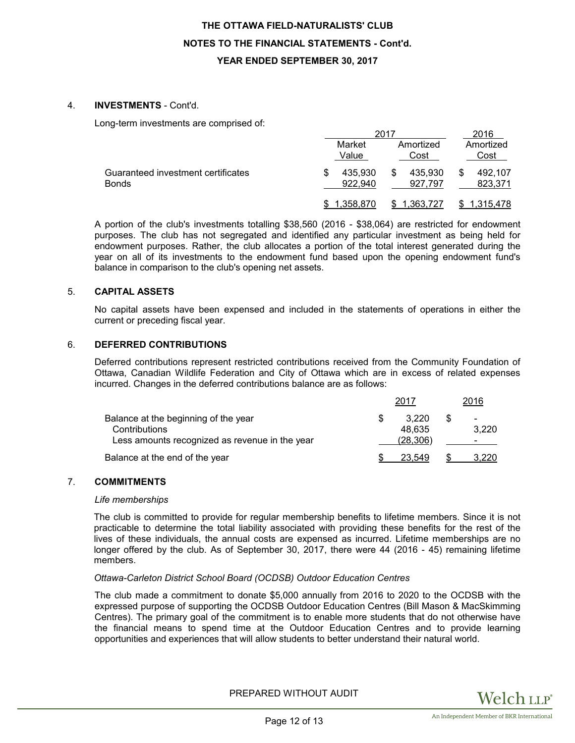# THE OTTAWA FIELD-NATURALISTS' CLUB

## NOTES TO THE FINANCIAL STATEMENTS - Cont'd.

## YEAR ENDED SEPTEMBER 30, 2017

### 4. INVESTMENTS - Cont'd.

Long-term investments are comprised of:

| | 2017 | | 2016 |
|---|---|---|---|
| | Market Value | Amortized Cost | Amortized Cost |
| Guaranteed investment certificates | $ 435,930 | $ 435,930 | $ 492,107 |
| Bonds | 922,940 | 927,797 | 823,371 |
| | $ 1,358,870 | $ 1,363,727 | $ 1,315,478 |

A portion of the club's investments totalling $38,560 (2016 - $38,064) are restricted for endowment purposes. The club has not segregated and identified any particular investment as being held for endowment purposes. Rather, the club allocates a portion of the total interest generated during the year on all of its investments to the endowment fund based upon the opening endowment fund's balance in comparison to the club's opening net assets.

### 5. CAPITAL ASSETS

No capital assets have been expensed and included in the statements of operations in either the current or preceding fiscal year.

### 6. DEFERRED CONTRIBUTIONS

Deferred contributions represent restricted contributions received from the Community Foundation of Ottawa, Canadian Wildlife Federation and City of Ottawa which are in excess of related expenses incurred. Changes in the deferred contributions balance are as follows:

| | 2017 | 2016 |
|---|---|---|
| Balance at the beginning of the year | $ 3,220 | $ - |
| Contributions | 48,635 | 3,220 |
| Less amounts recognized as revenue in the year | (28,306) | - |
| Balance at the end of the year | $ 23,549 | $ 3,220 |

### 7. COMMITMENTS

*Life memberships*

The club is committed to provide for regular membership benefits to lifetime members. Since it is not practicable to determine the total liability associated with providing these benefits for the rest of the lives of these individuals, the annual costs are expensed as incurred. Lifetime memberships are no longer offered by the club. As of September 30, 2017, there were 44 (2016 - 45) remaining lifetime members.

*Ottawa-Carleton District School Board (OCDSB) Outdoor Education Centres*

The club made a commitment to donate $5,000 annually from 2016 to 2020 to the OCDSB with the expressed purpose of supporting the OCDSB Outdoor Education Centres (Bill Mason & MacSkimming Centres). The primary goal of the commitment is to enable more students that do not otherwise have the financial means to spend time at the Outdoor Education Centres and to provide learning opportunities and experiences that will allow students to better understand their natural world.

PREPARED WITHOUT AUDIT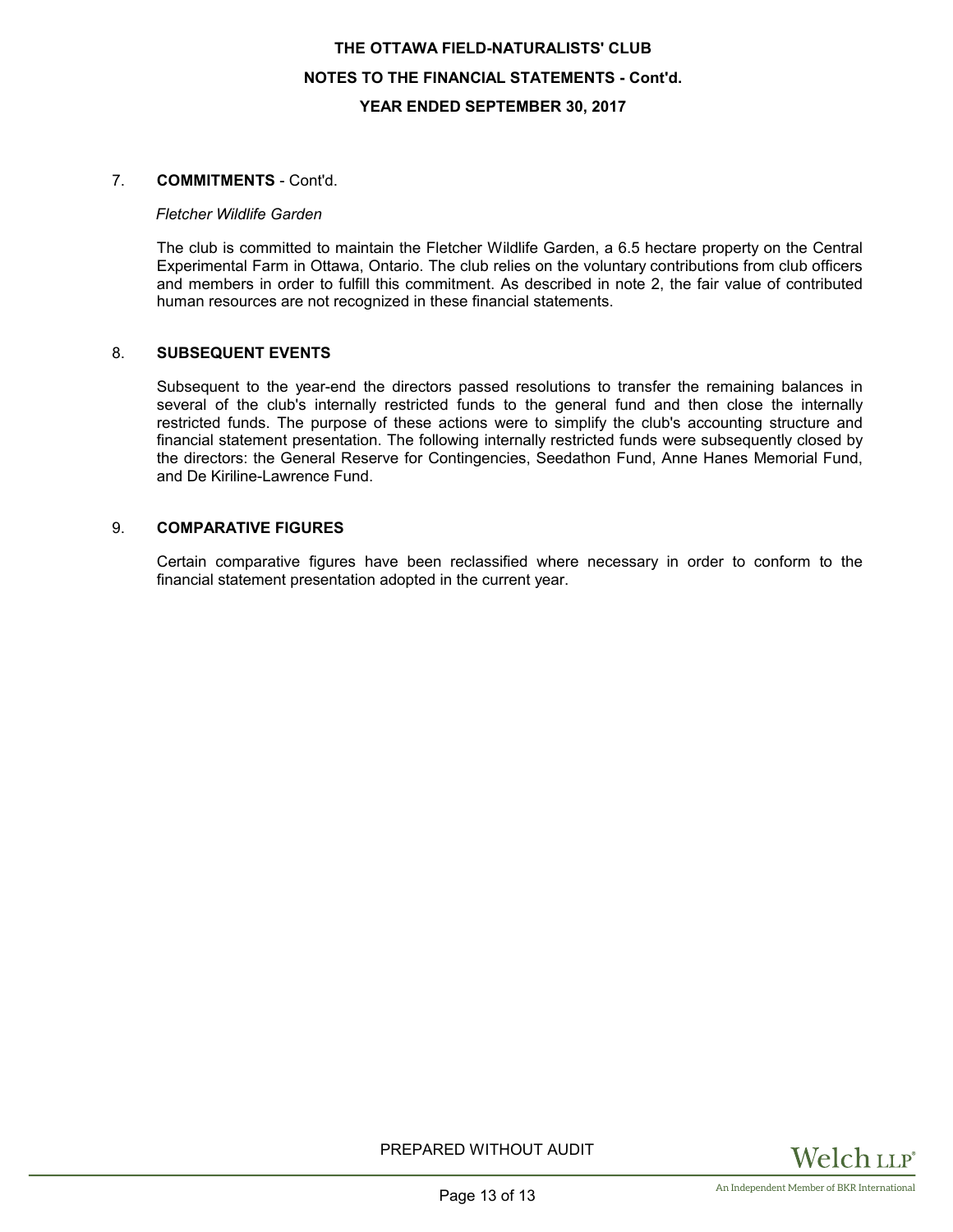## 7. COMMITMENTS - Cont'd.

*Fletcher Wildlife Garden*

The club is committed to maintain the Fletcher Wildlife Garden, a 6.5 hectare property on the Central Experimental Farm in Ottawa, Ontario. The club relies on the voluntary contributions from club officers and members in order to fulfill this commitment. As described in note 2, the fair value of contributed human resources are not recognized in these financial statements.

## 8. SUBSEQUENT EVENTS

Subsequent to the year-end the directors passed resolutions to transfer the remaining balances in several of the club's internally restricted funds to the general fund and then close the internally restricted funds. The purpose of these actions were to simplify the club's accounting structure and financial statement presentation. The following internally restricted funds were subsequently closed by the directors: the General Reserve for Contingencies, Seedathon Fund, Anne Hanes Memorial Fund, and De Kiriline-Lawrence Fund.

## 9. COMPARATIVE FIGURES

Certain comparative figures have been reclassified where necessary in order to conform to the financial statement presentation adopted in the current year.